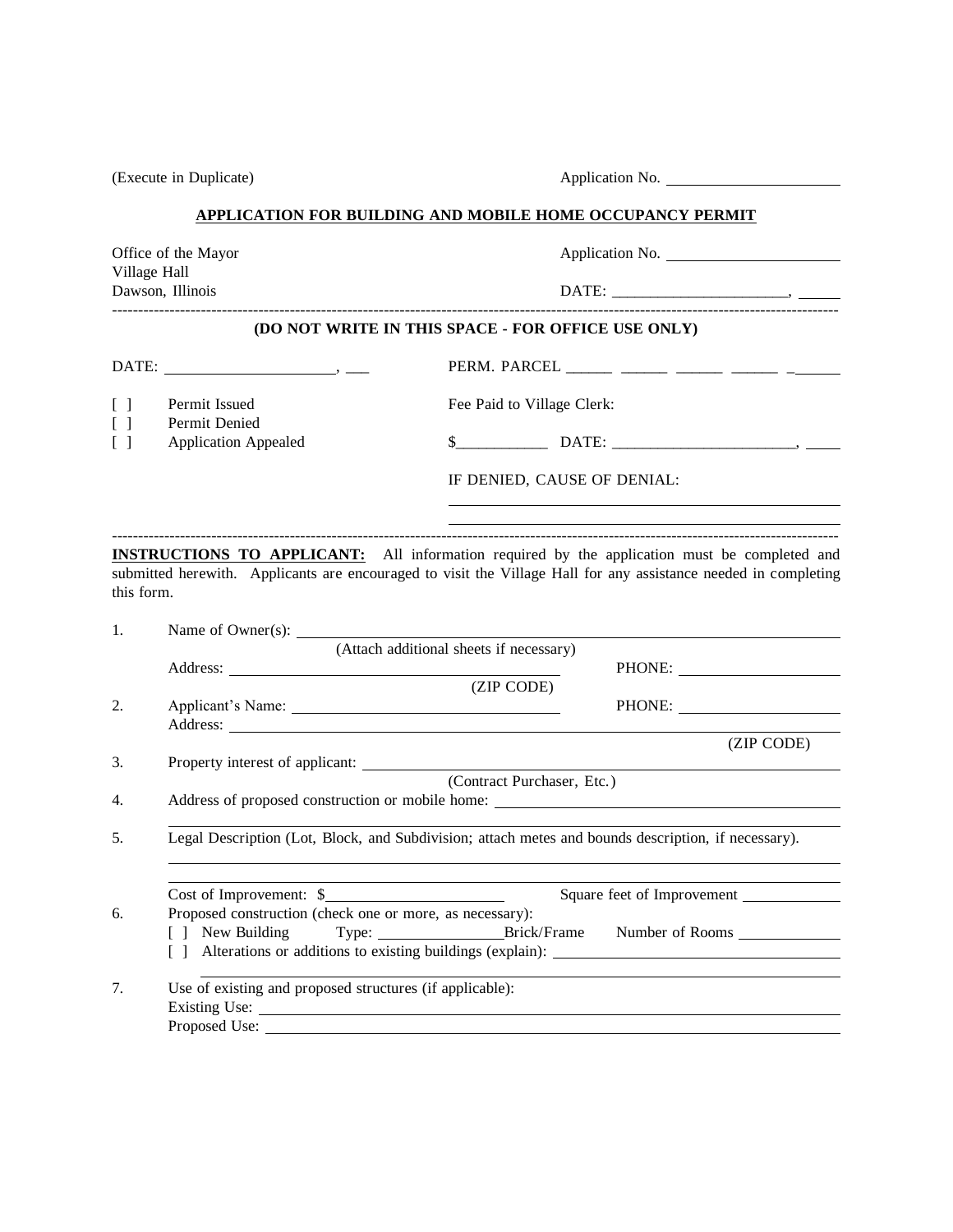(Execute in Duplicate) Application No. ____________________

## APPLICATION FOR BUILDING AND MOBILE HOME OCCUPANCY PERMIT

Office of the Mayor
Village Hall
Dawson, Illinois

Application No. ____________________

DATE: ____________________, _____

---

**(DO NOT WRITE IN THIS SPACE - FOR OFFICE USE ONLY)**

DATE: ____________________, ___

PERM. PARCEL _____ _____ _____ _____ _____

[ ] Permit Issued
[ ] Permit Denied
[ ] Application Appealed

Fee Paid to Village Clerk:

$__________ DATE: ____________________, _____

IF DENIED, CAUSE OF DENIAL:

________________________________________

________________________________________

---

**INSTRUCTIONS TO APPLICANT:** All information required by the application must be completed and submitted herewith. Applicants are encouraged to visit the Village Hall for any assistance needed in completing this form.

1. Name of Owner(s): ________________________________________
   (Attach additional sheets if necessary)
   Address: ________________________________________ PHONE: ____________________
   (ZIP CODE)
2. Applicant's Name: ________________________________________ PHONE: ____________________
   Address: ________________________________________
   (ZIP CODE)
3. Property interest of applicant: ________________________________________
   (Contract Purchaser, Etc.)
4. Address of proposed construction or mobile home: ________________________________________

   ________________________________________
5. Legal Description (Lot, Block, and Subdivision; attach metes and bounds description, if necessary).

   ________________________________________

   ________________________________________

   Cost of Improvement: $____________________ Square feet of Improvement ____________
6. Proposed construction (check one or more, as necessary):
   [ ] New Building Type: ______________Brick/Frame Number of Rooms ____________
   [ ] Alterations or additions to existing buildings (explain): ________________________________________

   ________________________________________
7. Use of existing and proposed structures (if applicable):
   Existing Use: ________________________________________
   Proposed Use: ________________________________________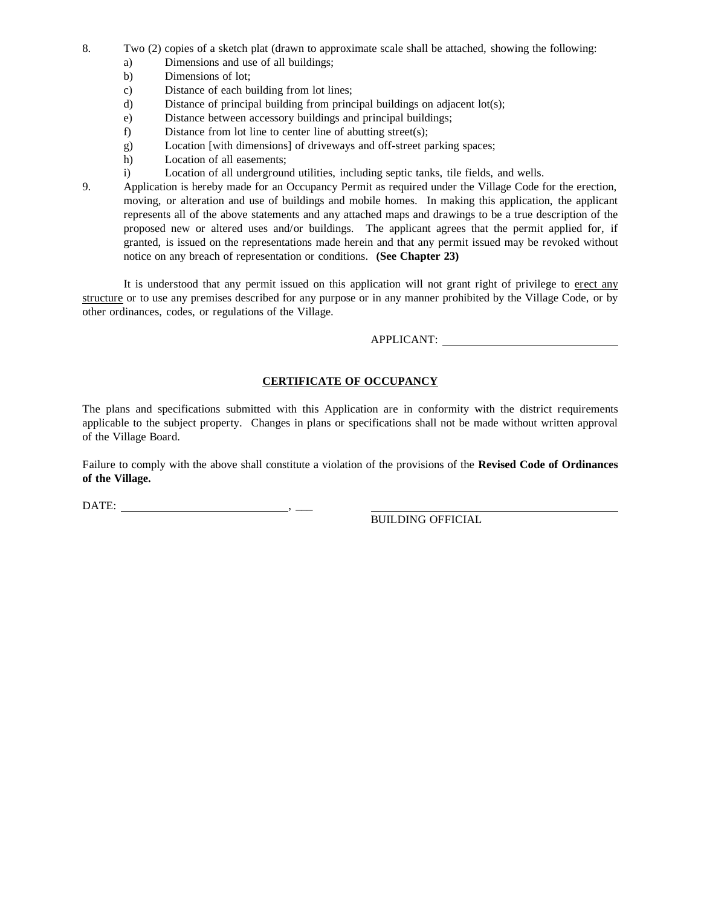8. Two (2) copies of a sketch plat (drawn to approximate scale shall be attached, showing the following:
   a) Dimensions and use of all buildings;
   b) Dimensions of lot;
   c) Distance of each building from lot lines;
   d) Distance of principal building from principal buildings on adjacent lot(s);
   e) Distance between accessory buildings and principal buildings;
   f) Distance from lot line to center line of abutting street(s);
   g) Location [with dimensions] of driveways and off-street parking spaces;
   h) Location of all easements;
   i) Location of all underground utilities, including septic tanks, tile fields, and wells.
9. Application is hereby made for an Occupancy Permit as required under the Village Code for the erection, moving, or alteration and use of buildings and mobile homes. In making this application, the applicant represents all of the above statements and any attached maps and drawings to be a true description of the proposed new or altered uses and/or buildings. The applicant agrees that the permit applied for, if granted, is issued on the representations made herein and that any permit issued may be revoked without notice on any breach of representation or conditions. **(See Chapter 23)**

It is understood that any permit issued on this application will not grant right of privilege to erect any structure or to use any premises described for any purpose or in any manner prohibited by the Village Code, or by other ordinances, codes, or regulations of the Village.

APPLICANT: ______________________________

## CERTIFICATE OF OCCUPANCY

The plans and specifications submitted with this Application are in conformity with the district requirements applicable to the subject property. Changes in plans or specifications shall not be made without written approval of the Village Board.

Failure to comply with the above shall constitute a violation of the provisions of the **Revised Code of Ordinances of the Village.**

DATE: ____________________________, ___

________________________________________
BUILDING OFFICIAL